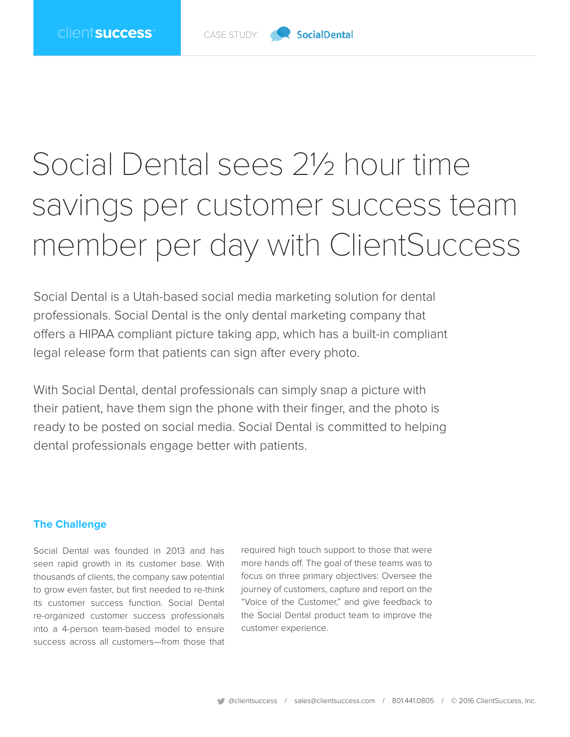CASE STUDY: SocialDental

# Social Dental sees 2½ hour time savings per customer success team member per day with ClientSuccess

Social Dental is a Utah-based social media marketing solution for dental professionals. Social Dental is the only dental marketing company that offers a HIPAA compliant picture taking app, which has a built-in compliant legal release form that patients can sign after every photo.

With Social Dental, dental professionals can simply snap a picture with their patient, have them sign the phone with their finger, and the photo is ready to be posted on social media. Social Dental is committed to helping dental professionals engage better with patients.

## The Challenge

Social Dental was founded in 2013 and has seen rapid growth in its customer base. With thousands of clients, the company saw potential to grow even faster, but first needed to re-think its customer success function. Social Dental re-organized customer success professionals into a 4-person team-based model to ensure success across all customers—from those that required high touch support to those that were more hands off. The goal of these teams was to focus on three primary objectives: Oversee the journey of customers, capture and report on the "Voice of the Customer," and give feedback to the Social Dental product team to improve the customer experience.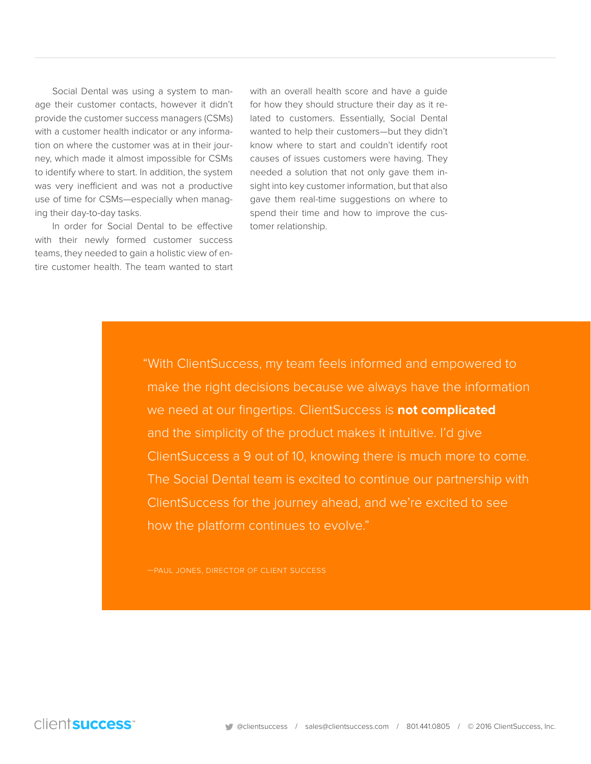Social Dental was using a system to manage their customer contacts, however it didn't provide the customer success managers (CSMs) with a customer health indicator or any information on where the customer was at in their journey, which made it almost impossible for CSMs to identify where to start. In addition, the system was very inefficient and was not a productive use of time for CSMs—especially when managing their day-to-day tasks.

In order for Social Dental to be effective with their newly formed customer success teams, they needed to gain a holistic view of entire customer health. The team wanted to start with an overall health score and have a guide for how they should structure their day as it related to customers. Essentially, Social Dental wanted to help their customers—but they didn't know where to start and couldn't identify root causes of issues customers were having. They needed a solution that not only gave them insight into key customer information, but that also gave them real-time suggestions on where to spend their time and how to improve the customer relationship.

> "With ClientSuccess, my team feels informed and empowered to make the right decisions because we always have the information we need at our fingertips. ClientSuccess is **not complicated** and the simplicity of the product makes it intuitive. I'd give ClientSuccess a 9 out of 10, knowing there is much more to come. The Social Dental team is excited to continue our partnership with ClientSuccess for the journey ahead, and we're excited to see how the platform continues to evolve."
>
> —PAUL JONES, DIRECTOR OF CLIENT SUCCESS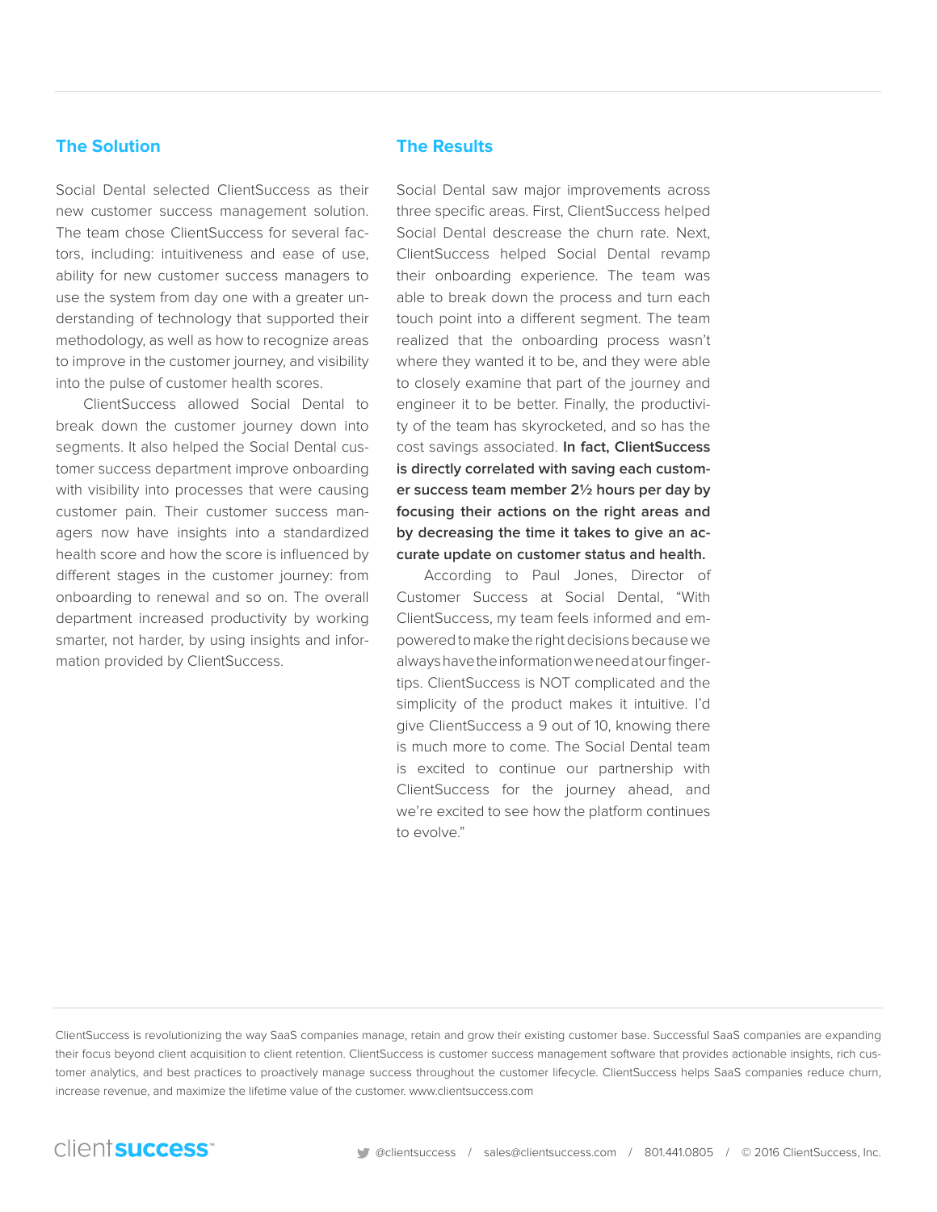## The Solution

Social Dental selected ClientSuccess as their new customer success management solution. The team chose ClientSuccess for several factors, including: intuitiveness and ease of use, ability for new customer success managers to use the system from day one with a greater understanding of technology that supported their methodology, as well as how to recognize areas to improve in the customer journey, and visibility into the pulse of customer health scores.

ClientSuccess allowed Social Dental to break down the customer journey down into segments. It also helped the Social Dental customer success department improve onboarding with visibility into processes that were causing customer pain. Their customer success managers now have insights into a standardized health score and how the score is influenced by different stages in the customer journey: from onboarding to renewal and so on. The overall department increased productivity by working smarter, not harder, by using insights and information provided by ClientSuccess.

## The Results

Social Dental saw major improvements across three specific areas. First, ClientSuccess helped Social Dental descrease the churn rate. Next, ClientSuccess helped Social Dental revamp their onboarding experience. The team was able to break down the process and turn each touch point into a different segment. The team realized that the onboarding process wasn't where they wanted it to be, and they were able to closely examine that part of the journey and engineer it to be better. Finally, the productivity of the team has skyrocketed, and so has the cost savings associated. **In fact, ClientSuccess is directly correlated with saving each customer success team member 2½ hours per day by focusing their actions on the right areas and by decreasing the time it takes to give an accurate update on customer status and health.**

According to Paul Jones, Director of Customer Success at Social Dental, "With ClientSuccess, my team feels informed and empowered to make the right decisions because we always have the information we need at our fingertips. ClientSuccess is NOT complicated and the simplicity of the product makes it intuitive. I'd give ClientSuccess a 9 out of 10, knowing there is much more to come. The Social Dental team is excited to continue our partnership with ClientSuccess for the journey ahead, and we're excited to see how the platform continues to evolve."

ClientSuccess is revolutionizing the way SaaS companies manage, retain and grow their existing customer base. Successful SaaS companies are expanding their focus beyond client acquisition to client retention. ClientSuccess is customer success management software that provides actionable insights, rich customer analytics, and best practices to proactively manage success throughout the customer lifecycle. ClientSuccess helps SaaS companies reduce churn, increase revenue, and maximize the lifetime value of the customer. www.clientsuccess.com

clientsuccess™

@clientsuccess / sales@clientsuccess.com / 801.441.0805 / © 2016 ClientSuccess, Inc.